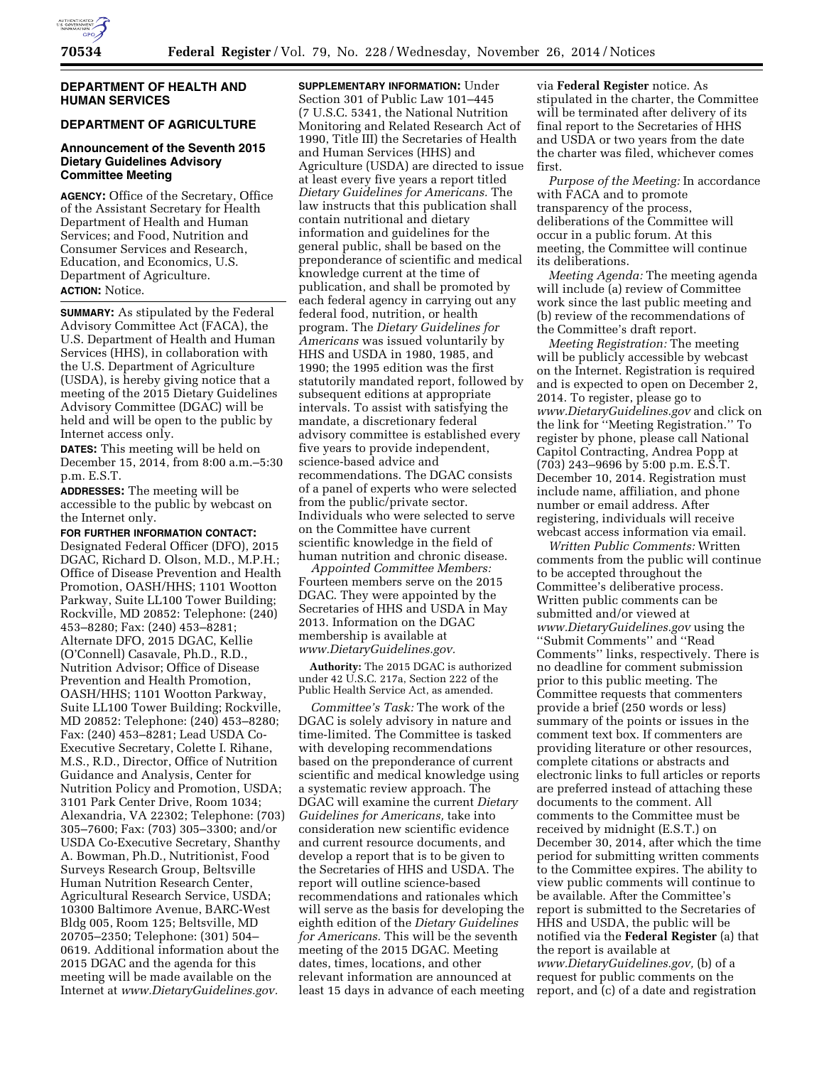**DEPARTMENT OF HEALTH AND HUMAN SERVICES**

**DEPARTMENT OF AGRICULTURE**

## Announcement of the Seventh 2015 Dietary Guidelines Advisory Committee Meeting

**AGENCY:** Office of the Secretary, Office of the Assistant Secretary for Health Department of Health and Human Services; and Food, Nutrition and Consumer Services and Research, Education, and Economics, U.S. Department of Agriculture.

**ACTION:** Notice.

**SUMMARY:** As stipulated by the Federal Advisory Committee Act (FACA), the U.S. Department of Health and Human Services (HHS), in collaboration with the U.S. Department of Agriculture (USDA), is hereby giving notice that a meeting of the 2015 Dietary Guidelines Advisory Committee (DGAC) will be held and will be open to the public by Internet access only.

**DATES:** This meeting will be held on December 15, 2014, from 8:00 a.m.–5:30 p.m. E.S.T.

**ADDRESSES:** The meeting will be accessible to the public by webcast on the Internet only.

**FOR FURTHER INFORMATION CONTACT:** Designated Federal Officer (DFO), 2015 DGAC, Richard D. Olson, M.D., M.P.H.; Office of Disease Prevention and Health Promotion, OASH/HHS; 1101 Wootton Parkway, Suite LL100 Tower Building; Rockville, MD 20852: Telephone: (240) 453–8280; Fax: (240) 453–8281; Alternate DFO, 2015 DGAC, Kellie (O'Connell) Casavale, Ph.D., R.D., Nutrition Advisor; Office of Disease Prevention and Health Promotion, OASH/HHS; 1101 Wootton Parkway, Suite LL100 Tower Building; Rockville, MD 20852: Telephone: (240) 453–8280; Fax: (240) 453–8281; Lead USDA Co-Executive Secretary, Colette I. Rihane, M.S., R.D., Director, Office of Nutrition Guidance and Analysis, Center for Nutrition Policy and Promotion, USDA; 3101 Park Center Drive, Room 1034; Alexandria, VA 22302; Telephone: (703) 305–7600; Fax: (703) 305–3300; and/or USDA Co-Executive Secretary, Shanthy A. Bowman, Ph.D., Nutritionist, Food Surveys Research Group, Beltsville Human Nutrition Research Center, Agricultural Research Service, USDA; 10300 Baltimore Avenue, BARC-West Bldg 005, Room 125; Beltsville, MD 20705–2350; Telephone: (301) 504–0619. Additional information about the 2015 DGAC and the agenda for this meeting will be made available on the Internet at *www.DietaryGuidelines.gov.*

**SUPPLEMENTARY INFORMATION:** Under Section 301 of Public Law 101–445 (7 U.S.C. 5341, the National Nutrition Monitoring and Related Research Act of 1990, Title III) the Secretaries of Health and Human Services (HHS) and Agriculture (USDA) are directed to issue at least every five years a report titled *Dietary Guidelines for Americans.* The law instructs that this publication shall contain nutritional and dietary information and guidelines for the general public, shall be based on the preponderance of scientific and medical knowledge current at the time of publication, and shall be promoted by each federal agency in carrying out any federal food, nutrition, or health program. The *Dietary Guidelines for Americans* was issued voluntarily by HHS and USDA in 1980, 1985, and 1990; the 1995 edition was the first statutorily mandated report, followed by subsequent editions at appropriate intervals. To assist with satisfying the mandate, a discretionary federal advisory committee is established every five years to provide independent, science-based advice and recommendations. The DGAC consists of a panel of experts who were selected from the public/private sector. Individuals who were selected to serve on the Committee have current scientific knowledge in the field of human nutrition and chronic disease.

*Appointed Committee Members:* Fourteen members serve on the 2015 DGAC. They were appointed by the Secretaries of HHS and USDA in May 2013. Information on the DGAC membership is available at *www.DietaryGuidelines.gov.*

**Authority:** The 2015 DGAC is authorized under 42 U.S.C. 217a, Section 222 of the Public Health Service Act, as amended.

*Committee's Task:* The work of the DGAC is solely advisory in nature and time-limited. The Committee is tasked with developing recommendations based on the preponderance of current scientific and medical knowledge using a systematic review approach. The DGAC will examine the current *Dietary Guidelines for Americans,* take into consideration new scientific evidence and current resource documents, and develop a report that is to be given to the Secretaries of HHS and USDA. The report will outline science-based recommendations and rationales which will serve as the basis for developing the eighth edition of the *Dietary Guidelines for Americans.* This will be the seventh meeting of the 2015 DGAC. Meeting dates, times, locations, and other relevant information are announced at least 15 days in advance of each meeting via **Federal Register** notice. As stipulated in the charter, the Committee will be terminated after delivery of its final report to the Secretaries of HHS and USDA or two years from the date the charter was filed, whichever comes first.

*Purpose of the Meeting:* In accordance with FACA and to promote transparency of the process, deliberations of the Committee will occur in a public forum. At this meeting, the Committee will continue its deliberations.

*Meeting Agenda:* The meeting agenda will include (a) review of Committee work since the last public meeting and (b) review of the recommendations of the Committee's draft report.

*Meeting Registration:* The meeting will be publicly accessible by webcast on the Internet. Registration is required and is expected to open on December 2, 2014. To register, please go to *www.DietaryGuidelines.gov* and click on the link for ''Meeting Registration.'' To register by phone, please call National Capitol Contracting, Andrea Popp at (703) 243–9696 by 5:00 p.m. E.S.T. December 10, 2014. Registration must include name, affiliation, and phone number or email address. After registering, individuals will receive webcast access information via email.

*Written Public Comments:* Written comments from the public will continue to be accepted throughout the Committee's deliberative process. Written public comments can be submitted and/or viewed at *www.DietaryGuidelines.gov* using the ''Submit Comments'' and ''Read Comments'' links, respectively. There is no deadline for comment submission prior to this public meeting. The Committee requests that commenters provide a brief (250 words or less) summary of the points or issues in the comment text box. If commenters are providing literature or other resources, complete citations or abstracts and electronic links to full articles or reports are preferred instead of attaching these documents to the comment. All comments to the Committee must be received by midnight (E.S.T.) on December 30, 2014, after which the time period for submitting written comments to the Committee expires. The ability to view public comments will continue to be available. After the Committee's report is submitted to the Secretaries of HHS and USDA, the public will be notified via the **Federal Register** (a) that the report is available at *www.DietaryGuidelines.gov,* (b) of a request for public comments on the report, and (c) of a date and registration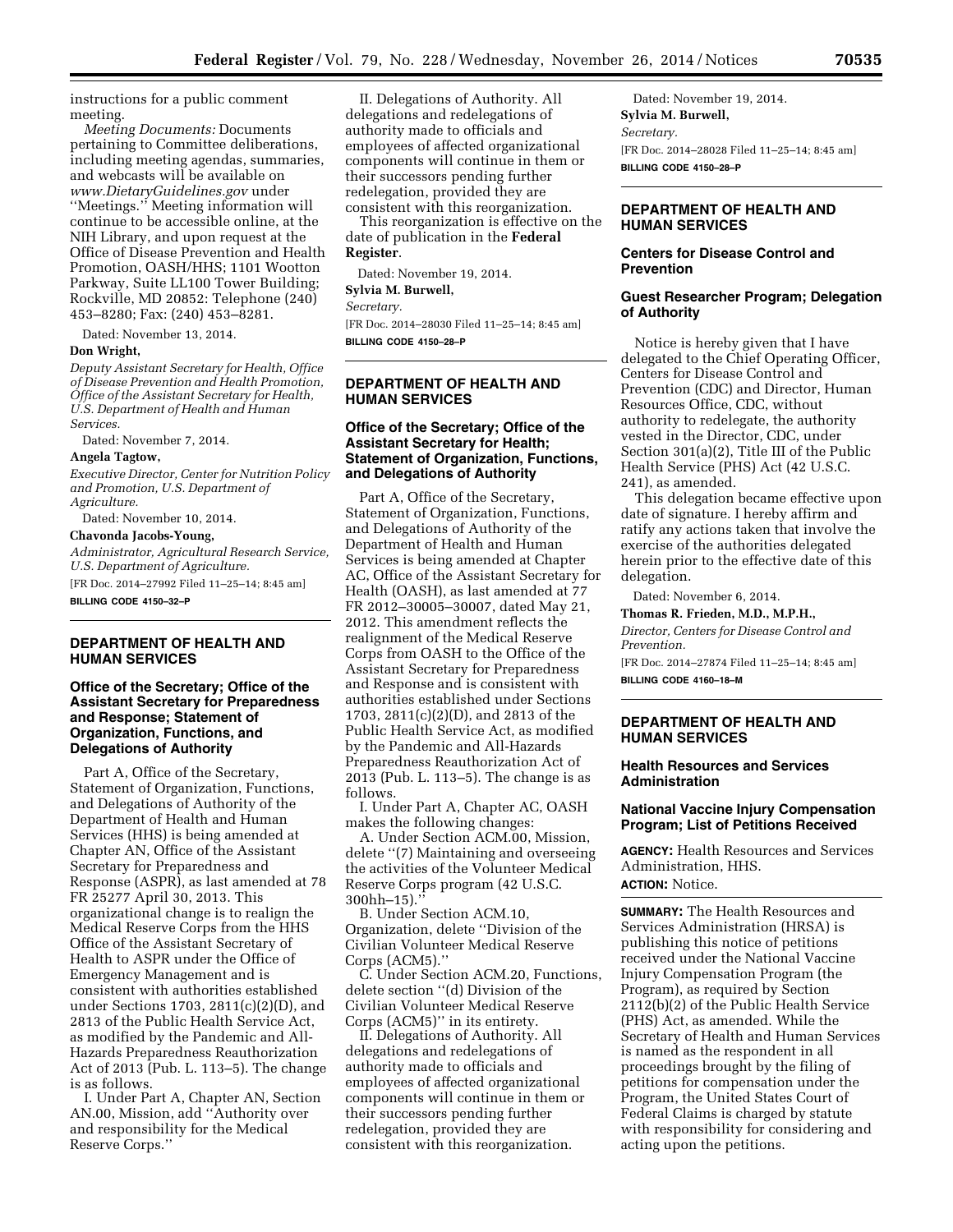instructions for a public comment meeting.

*Meeting Documents:* Documents pertaining to Committee deliberations, including meeting agendas, summaries, and webcasts will be available on *www.DietaryGuidelines.gov* under ''Meetings.'' Meeting information will continue to be accessible online, at the NIH Library, and upon request at the Office of Disease Prevention and Health Promotion, OASH/HHS; 1101 Wootton Parkway, Suite LL100 Tower Building; Rockville, MD 20852: Telephone (240) 453–8280; Fax: (240) 453–8281.

Dated: November 13, 2014.

**Don Wright,**

*Deputy Assistant Secretary for Health, Office of Disease Prevention and Health Promotion, Office of the Assistant Secretary for Health, U.S. Department of Health and Human Services.*

Dated: November 7, 2014.

**Angela Tagtow,**

*Executive Director, Center for Nutrition Policy and Promotion, U.S. Department of Agriculture.*

Dated: November 10, 2014.

**Chavonda Jacobs-Young,**

*Administrator, Agricultural Research Service, U.S. Department of Agriculture.*

[FR Doc. 2014–27992 Filed 11–25–14; 8:45 am]

**BILLING CODE 4150–32–P**

## DEPARTMENT OF HEALTH AND HUMAN SERVICES

### Office of the Secretary; Office of the Assistant Secretary for Preparedness and Response; Statement of Organization, Functions, and Delegations of Authority

Part A, Office of the Secretary, Statement of Organization, Functions, and Delegations of Authority of the Department of Health and Human Services (HHS) is being amended at Chapter AN, Office of the Assistant Secretary for Preparedness and Response (ASPR), as last amended at 78 FR 25277 April 30, 2013. This organizational change is to realign the Medical Reserve Corps from the HHS Office of the Assistant Secretary of Health to ASPR under the Office of Emergency Management and is consistent with authorities established under Sections 1703, 2811(c)(2)(D), and 2813 of the Public Health Service Act, as modified by the Pandemic and All-Hazards Preparedness Reauthorization Act of 2013 (Pub. L. 113–5). The change is as follows.

I. Under Part A, Chapter AN, Section AN.00, Mission, add ''Authority over and responsibility for the Medical Reserve Corps.''

II. Delegations of Authority. All delegations and redelegations of authority made to officials and employees of affected organizational components will continue in them or their successors pending further redelegation, provided they are consistent with this reorganization.

This reorganization is effective on the date of publication in the **Federal Register**.

Dated: November 19, 2014.

**Sylvia M. Burwell,**

*Secretary.*

[FR Doc. 2014–28030 Filed 11–25–14; 8:45 am]

**BILLING CODE 4150–28–P**

## DEPARTMENT OF HEALTH AND HUMAN SERVICES

### Office of the Secretary; Office of the Assistant Secretary for Health; Statement of Organization, Functions, and Delegations of Authority

Part A, Office of the Secretary, Statement of Organization, Functions, and Delegations of Authority of the Department of Health and Human Services is being amended at Chapter AC, Office of the Assistant Secretary for Health (OASH), as last amended at 77 FR 2012–30005–30007, dated May 21, 2012. This amendment reflects the realignment of the Medical Reserve Corps from OASH to the Office of the Assistant Secretary for Preparedness and Response and is consistent with authorities established under Sections 1703, 2811(c)(2)(D), and 2813 of the Public Health Service Act, as modified by the Pandemic and All-Hazards Preparedness Reauthorization Act of 2013 (Pub. L. 113–5). The change is as follows.

I. Under Part A, Chapter AC, OASH makes the following changes:

A. Under Section ACM.00, Mission, delete ''(7) Maintaining and overseeing the activities of the Volunteer Medical Reserve Corps program (42 U.S.C. 300hh–15).''

B. Under Section ACM.10, Organization, delete ''Division of the Civilian Volunteer Medical Reserve Corps (ACM5).''

C. Under Section ACM.20, Functions, delete section ''(d) Division of the Civilian Volunteer Medical Reserve Corps (ACM5)'' in its entirety.

II. Delegations of Authority. All delegations and redelegations of authority made to officials and employees of affected organizational components will continue in them or their successors pending further redelegation, provided they are consistent with this reorganization.

Dated: November 19, 2014.

**Sylvia M. Burwell,**

*Secretary.*

[FR Doc. 2014–28028 Filed 11–25–14; 8:45 am]

**BILLING CODE 4150–28–P**

## DEPARTMENT OF HEALTH AND HUMAN SERVICES

### Centers for Disease Control and Prevention

### Guest Researcher Program; Delegation of Authority

Notice is hereby given that I have delegated to the Chief Operating Officer, Centers for Disease Control and Prevention (CDC) and Director, Human Resources Office, CDC, without authority to redelegate, the authority vested in the Director, CDC, under Section 301(a)(2), Title III of the Public Health Service (PHS) Act (42 U.S.C. 241), as amended.

This delegation became effective upon date of signature. I hereby affirm and ratify any actions taken that involve the exercise of the authorities delegated herein prior to the effective date of this delegation.

Dated: November 6, 2014.

**Thomas R. Frieden, M.D., M.P.H.,**

*Director, Centers for Disease Control and Prevention.*

[FR Doc. 2014–27874 Filed 11–25–14; 8:45 am]

**BILLING CODE 4160–18–M**

## DEPARTMENT OF HEALTH AND HUMAN SERVICES

### Health Resources and Services Administration

### National Vaccine Injury Compensation Program; List of Petitions Received

**AGENCY:** Health Resources and Services Administration, HHS.

**ACTION:** Notice.

**SUMMARY:** The Health Resources and Services Administration (HRSA) is publishing this notice of petitions received under the National Vaccine Injury Compensation Program (the Program), as required by Section 2112(b)(2) of the Public Health Service (PHS) Act, as amended. While the Secretary of Health and Human Services is named as the respondent in all proceedings brought by the filing of petitions for compensation under the Program, the United States Court of Federal Claims is charged by statute with responsibility for considering and acting upon the petitions.